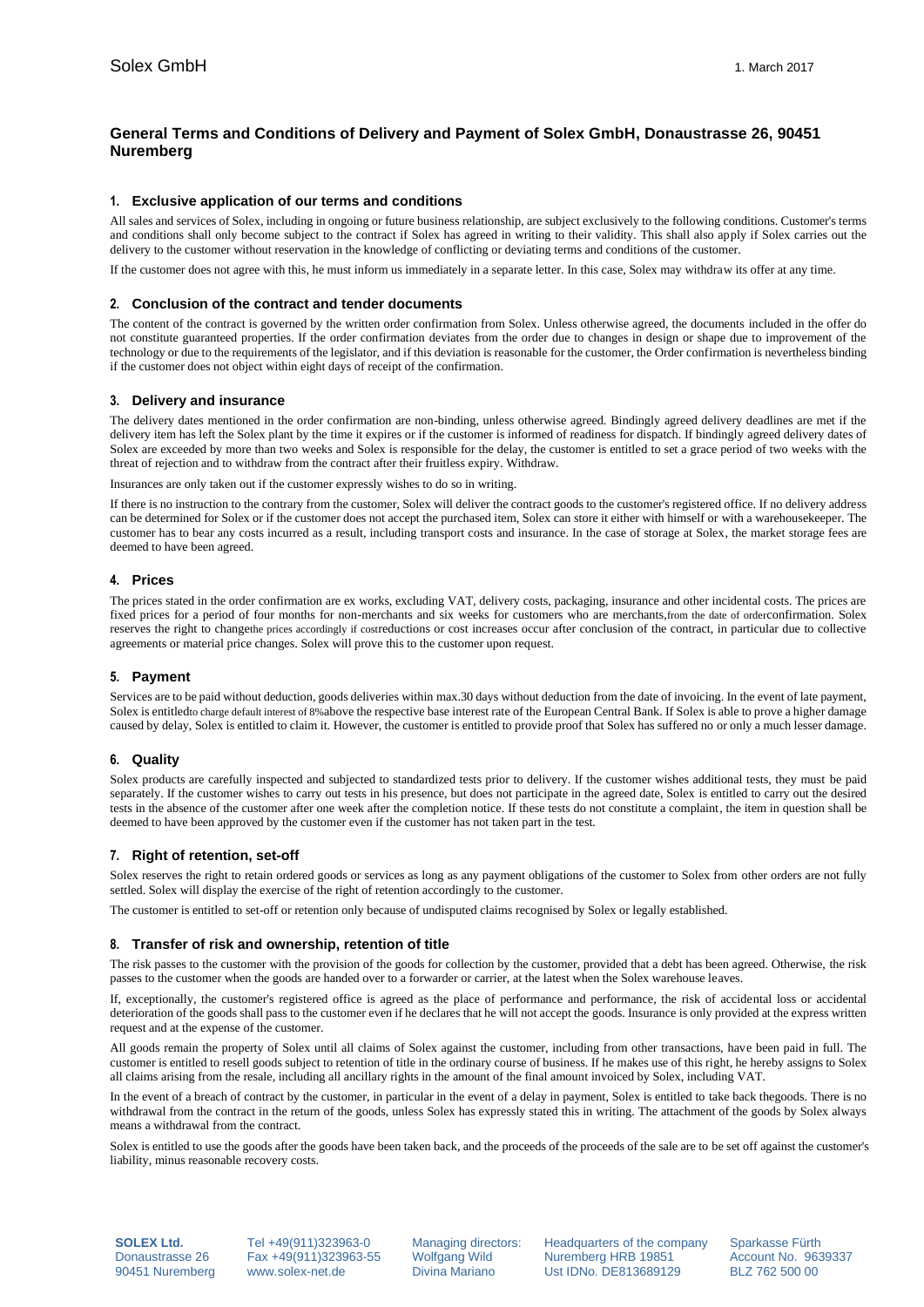Solex GmbH 1. March 2017

# General Terms and Conditions of Delivery and Payment of Solex GmbH, Donaustrasse 26, 90451 Nuremberg

## 1. Exclusive application of our terms and conditions

All sales and services of Solex, including in ongoing or future business relationship, are subject exclusively to the following conditions. Customer's terms and conditions shall only become subject to the contract if Solex has agreed in writing to their validity. This shall also apply if Solex carries out the delivery to the customer without reservation in the knowledge of conflicting or deviating terms and conditions of the customer.

If the customer does not agree with this, he must inform us immediately in a separate letter. In this case, Solex may withdraw its offer at any time.

## 2. Conclusion of the contract and tender documents

The content of the contract is governed by the written order confirmation from Solex. Unless otherwise agreed, the documents included in the offer do not constitute guaranteed properties. If the order confirmation deviates from the order due to changes in design or shape due to improvement of the technology or due to the requirements of the legislator, and if this deviation is reasonable for the customer, the Order confirmation is nevertheless binding if the customer does not object within eight days of receipt of the confirmation.

## 3. Delivery and insurance

The delivery dates mentioned in the order confirmation are non-binding, unless otherwise agreed. Bindingly agreed delivery deadlines are met if the delivery item has left the Solex plant by the time it expires or if the customer is informed of readiness for dispatch. If bindingly agreed delivery dates of Solex are exceeded by more than two weeks and Solex is responsible for the delay, the customer is entitled to set a grace period of two weeks with the threat of rejection and to withdraw from the contract after their fruitless expiry. Withdraw.

Insurances are only taken out if the customer expressly wishes to do so in writing.

If there is no instruction to the contrary from the customer, Solex will deliver the contract goods to the customer's registered office. If no delivery address can be determined for Solex or if the customer does not accept the purchased item, Solex can store it either with himself or with a warehousekeeper. The customer has to bear any costs incurred as a result, including transport costs and insurance. In the case of storage at Solex, the market storage fees are deemed to have been agreed.

## 4. Prices

The prices stated in the order confirmation are ex works, excluding VAT, delivery costs, packaging, insurance and other incidental costs. The prices are fixed prices for a period of four months for non-merchants and six weeks for customers who are merchants,from the date of orderconfirmation. Solex reserves the right to changethe prices accordingly if costreductions or cost increases occur after conclusion of the contract, in particular due to collective agreements or material price changes. Solex will prove this to the customer upon request.

## 5. Payment

Services are to be paid without deduction, goods deliveries within max.30 days without deduction from the date of invoicing. In the event of late payment, Solex is entitledto charge default interest of 8%above the respective base interest rate of the European Central Bank. If Solex is able to prove a higher damage caused by delay, Solex is entitled to claim it. However, the customer is entitled to provide proof that Solex has suffered no or only a much lesser damage.

## 6. Quality

Solex products are carefully inspected and subjected to standardized tests prior to delivery. If the customer wishes additional tests, they must be paid separately. If the customer wishes to carry out tests in his presence, but does not participate in the agreed date, Solex is entitled to carry out the desired tests in the absence of the customer after one week after the completion notice. If these tests do not constitute a complaint, the item in question shall be deemed to have been approved by the customer even if the customer has not taken part in the test.

## 7. Right of retention, set-off

Solex reserves the right to retain ordered goods or services as long as any payment obligations of the customer to Solex from other orders are not fully settled. Solex will display the exercise of the right of retention accordingly to the customer.

The customer is entitled to set-off or retention only because of undisputed claims recognised by Solex or legally established.

## 8. Transfer of risk and ownership, retention of title

The risk passes to the customer with the provision of the goods for collection by the customer, provided that a debt has been agreed. Otherwise, the risk passes to the customer when the goods are handed over to a forwarder or carrier, at the latest when the Solex warehouse leaves.

If, exceptionally, the customer's registered office is agreed as the place of performance and performance, the risk of accidental loss or accidental deterioration of the goods shall pass to the customer even if he declares that he will not accept the goods. Insurance is only provided at the express written request and at the expense of the customer.

All goods remain the property of Solex until all claims of Solex against the customer, including from other transactions, have been paid in full. The customer is entitled to resell goods subject to retention of title in the ordinary course of business. If he makes use of this right, he hereby assigns to Solex all claims arising from the resale, including all ancillary rights in the amount of the final amount invoiced by Solex, including VAT.

In the event of a breach of contract by the customer, in particular in the event of a delay in payment, Solex is entitled to take back thegoods. There is no withdrawal from the contract in the return of the goods, unless Solex has expressly stated this in writing. The attachment of the goods by Solex always means a withdrawal from the contract.

Solex is entitled to use the goods after the goods have been taken back, and the proceeds of the proceeds of the sale are to be set off against the customer's liability, minus reasonable recovery costs.

| **SOLEX Ltd.** | Tel +49(911)323963-0 | Managing directors: | Headquarters of the company | Sparkasse Fürth |
|---|---|---|---|---|
| Donaustrasse 26 | Fax +49(911)323963-55 | Wolfgang Wild | Nuremberg HRB 19851 | Account No. 9639337 |
| 90451 Nuremberg | www.solex-net.de | Divina Mariano | Ust IDNo. DE813689129 | BLZ 762 500 00 |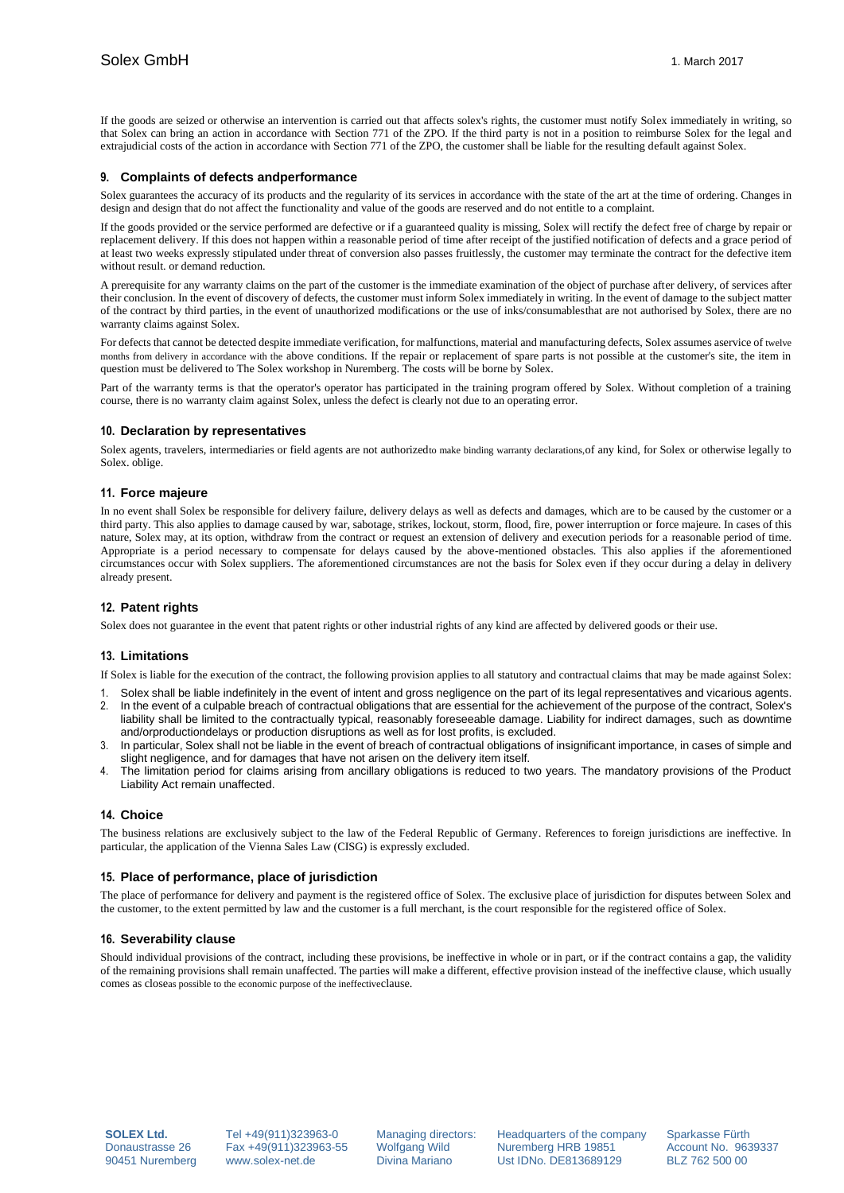If the goods are seized or otherwise an intervention is carried out that affects solex's rights, the customer must notify Solex immediately in writing, so that Solex can bring an action in accordance with Section 771 of the ZPO. If the third party is not in a position to reimburse Solex for the legal and extrajudicial costs of the action in accordance with Section 771 of the ZPO, the customer shall be liable for the resulting default against Solex.

## 9. Complaints of defects andperformance

Solex guarantees the accuracy of its products and the regularity of its services in accordance with the state of the art at the time of ordering. Changes in design and design that do not affect the functionality and value of the goods are reserved and do not entitle to a complaint.

If the goods provided or the service performed are defective or if a guaranteed quality is missing, Solex will rectify the defect free of charge by repair or replacement delivery. If this does not happen within a reasonable period of time after receipt of the justified notification of defects and a grace period of at least two weeks expressly stipulated under threat of conversion also passes fruitlessly, the customer may terminate the contract for the defective item without result. or demand reduction.

A prerequisite for any warranty claims on the part of the customer is the immediate examination of the object of purchase after delivery, of services after their conclusion. In the event of discovery of defects, the customer must inform Solex immediately in writing. In the event of damage to the subject matter of the contract by third parties, in the event of unauthorized modifications or the use of inks/consumablesthat are not authorised by Solex, there are no warranty claims against Solex.

For defects that cannot be detected despite immediate verification, for malfunctions, material and manufacturing defects, Solex assumes aservice of twelve months from delivery in accordance with the above conditions. If the repair or replacement of spare parts is not possible at the customer's site, the item in question must be delivered to The Solex workshop in Nuremberg. The costs will be borne by Solex.

Part of the warranty terms is that the operator's operator has participated in the training program offered by Solex. Without completion of a training course, there is no warranty claim against Solex, unless the defect is clearly not due to an operating error.

## 10. Declaration by representatives

Solex agents, travelers, intermediaries or field agents are not authorizedto make binding warranty declarations,of any kind, for Solex or otherwise legally to Solex. oblige.

## 11. Force majeure

In no event shall Solex be responsible for delivery failure, delivery delays as well as defects and damages, which are to be caused by the customer or a third party. This also applies to damage caused by war, sabotage, strikes, lockout, storm, flood, fire, power interruption or force majeure. In cases of this nature, Solex may, at its option, withdraw from the contract or request an extension of delivery and execution periods for a reasonable period of time. Appropriate is a period necessary to compensate for delays caused by the above-mentioned obstacles. This also applies if the aforementioned circumstances occur with Solex suppliers. The aforementioned circumstances are not the basis for Solex even if they occur during a delay in delivery already present.

## 12. Patent rights

Solex does not guarantee in the event that patent rights or other industrial rights of any kind are affected by delivered goods or their use.

## 13. Limitations

If Solex is liable for the execution of the contract, the following provision applies to all statutory and contractual claims that may be made against Solex:

1. Solex shall be liable indefinitely in the event of intent and gross negligence on the part of its legal representatives and vicarious agents.
2. In the event of a culpable breach of contractual obligations that are essential for the achievement of the purpose of the contract, Solex's liability shall be limited to the contractually typical, reasonably foreseeable damage. Liability for indirect damages, such as downtime and/orproductiondelays or production disruptions as well as for lost profits, is excluded.
3. In particular, Solex shall not be liable in the event of breach of contractual obligations of insignificant importance, in cases of simple and slight negligence, and for damages that have not arisen on the delivery item itself.
4. The limitation period for claims arising from ancillary obligations is reduced to two years. The mandatory provisions of the Product Liability Act remain unaffected.

## 14. Choice

The business relations are exclusively subject to the law of the Federal Republic of Germany. References to foreign jurisdictions are ineffective. In particular, the application of the Vienna Sales Law (CISG) is expressly excluded.

## 15. Place of performance, place of jurisdiction

The place of performance for delivery and payment is the registered office of Solex. The exclusive place of jurisdiction for disputes between Solex and the customer, to the extent permitted by law and the customer is a full merchant, is the court responsible for the registered office of Solex.

## 16. Severability clause

Should individual provisions of the contract, including these provisions, be ineffective in whole or in part, or if the contract contains a gap, the validity of the remaining provisions shall remain unaffected. The parties will make a different, effective provision instead of the ineffective clause, which usually comes as closeas possible to the economic purpose of the ineffectiveclause.